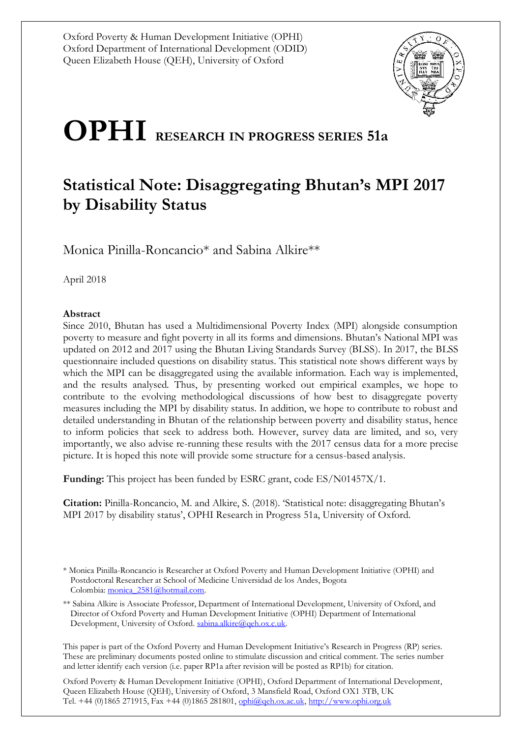Oxford Poverty & Human Development Initiative (OPHI)
Oxford Department of International Development (ODID)
Queen Elizabeth House (QEH), University of Oxford

# OPHI RESEARCH IN PROGRESS SERIES 51a

## Statistical Note: Disaggregating Bhutan's MPI 2017 by Disability Status

Monica Pinilla-Roncancio* and Sabina Alkire**

April 2018

**Abstract**

Since 2010, Bhutan has used a Multidimensional Poverty Index (MPI) alongside consumption poverty to measure and fight poverty in all its forms and dimensions. Bhutan's National MPI was updated on 2012 and 2017 using the Bhutan Living Standards Survey (BLSS). In 2017, the BLSS questionnaire included questions on disability status. This statistical note shows different ways by which the MPI can be disaggregated using the available information. Each way is implemented, and the results analysed. Thus, by presenting worked out empirical examples, we hope to contribute to the evolving methodological discussions of how best to disaggregate poverty measures including the MPI by disability status. In addition, we hope to contribute to robust and detailed understanding in Bhutan of the relationship between poverty and disability status, hence to inform policies that seek to address both. However, survey data are limited, and so, very importantly, we also advise re-running these results with the 2017 census data for a more precise picture. It is hoped this note will provide some structure for a census-based analysis.

**Funding:** This project has been funded by ESRC grant, code ES/N01457X/1.

**Citation:** Pinilla-Roncancio, M. and Alkire, S. (2018). 'Statistical note: disaggregating Bhutan's MPI 2017 by disability status', OPHI Research in Progress 51a, University of Oxford.

\* Monica Pinilla-Roncancio is Researcher at Oxford Poverty and Human Development Initiative (OPHI) and Postdoctoral Researcher at School of Medicine Universidad de los Andes, Bogota Colombia: monica_2581@hotmail.com.

\** Sabina Alkire is Associate Professor, Department of International Development, University of Oxford, and Director of Oxford Poverty and Human Development Initiative (OPHI) Department of International Development, University of Oxford. sabina.alkire@qeh.ox.c.uk.

This paper is part of the Oxford Poverty and Human Development Initiative's Research in Progress (RP) series. These are preliminary documents posted online to stimulate discussion and critical comment. The series number and letter identify each version (i.e. paper RP1a after revision will be posted as RP1b) for citation.

Oxford Poverty & Human Development Initiative (OPHI), Oxford Department of International Development, Queen Elizabeth House (QEH), University of Oxford, 3 Mansfield Road, Oxford OX1 3TB, UK
Tel. +44 (0)1865 271915, Fax +44 (0)1865 281801, ophi@qeh.ox.ac.uk, http://www.ophi.org.uk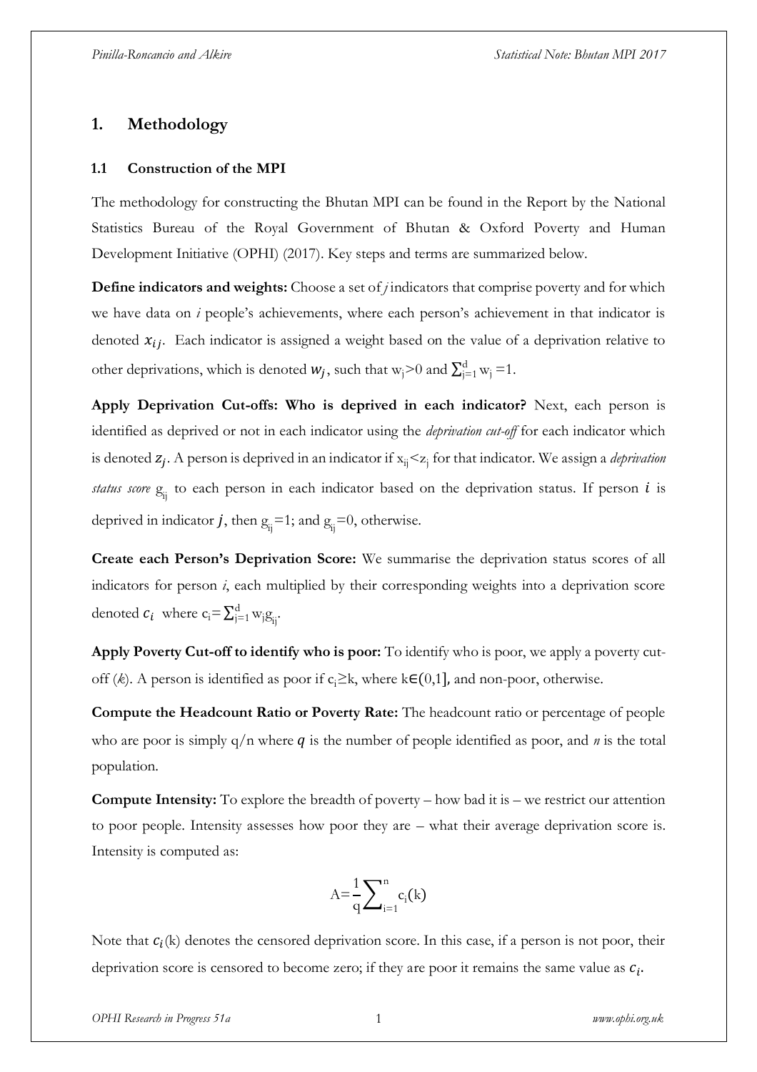## 1. Methodology

### 1.1 Construction of the MPI

The methodology for constructing the Bhutan MPI can be found in the Report by the National Statistics Bureau of the Royal Government of Bhutan & Oxford Poverty and Human Development Initiative (OPHI) (2017). Key steps and terms are summarized below.

**Define indicators and weights:** Choose a set of *j* indicators that comprise poverty and for which we have data on *i* people's achievements, where each person's achievement in that indicator is denoted $x_{ij}$. Each indicator is assigned a weight based on the value of a deprivation relative to other deprivations, which is denoted $w_j$, such that $w_j>0$ and $\sum_{j=1}^{d} w_j = 1$.

**Apply Deprivation Cut-offs: Who is deprived in each indicator?** Next, each person is identified as deprived or not in each indicator using the *deprivation cut-off* for each indicator which is denoted $z_j$. A person is deprived in an indicator if $x_{ij}<z_j$ for that indicator. We assign a *deprivation status score* $g_{ij}$ to each person in each indicator based on the deprivation status. If person $i$ is deprived in indicator $j$, then $g_{ij}=1$; and $g_{ij}=0$, otherwise.

**Create each Person's Deprivation Score:** We summarise the deprivation status scores of all indicators for person *i*, each multiplied by their corresponding weights into a deprivation score denoted $c_i$ where $c_i=\sum_{j=1}^{d} w_j g_{ij}$.

**Apply Poverty Cut-off to identify who is poor:** To identify who is poor, we apply a poverty cut-off (*k*). A person is identified as poor if $c_i \geq k$, where $k \in (0,1]$, and non-poor, otherwise.

**Compute the Headcount Ratio or Poverty Rate:** The headcount ratio or percentage of people who are poor is simply $q/n$ where $q$ is the number of people identified as poor, and *n* is the total population.

**Compute Intensity:** To explore the breadth of poverty – how bad it is – we restrict our attention to poor people. Intensity assesses how poor they are – what their average deprivation score is. Intensity is computed as:

$$A=\frac{1}{q}\sum_{i=1}^{n} c_i(k)$$

Note that $c_i(k)$ denotes the censored deprivation score. In this case, if a person is not poor, their deprivation score is censored to become zero; if they are poor it remains the same value as $c_i$.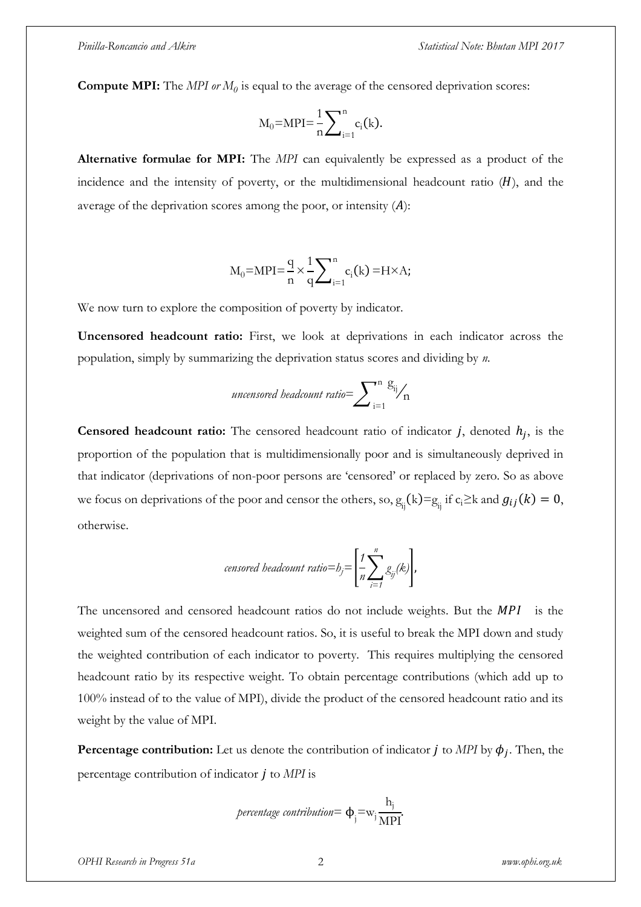**Compute MPI:** The *MPI or $M_0$* is equal to the average of the censored deprivation scores:

$$M_0 = MPI = \frac{1}{n}\sum_{i=1}^{n} c_i(k).$$

**Alternative formulae for MPI:** The *MPI* can equivalently be expressed as a product of the incidence and the intensity of poverty, or the multidimensional headcount ratio ($H$), and the average of the deprivation scores among the poor, or intensity ($A$):

$$M_0 = MPI = \frac{q}{n} \times \frac{1}{q}\sum_{i=1}^{n} c_i(k) = H \times A;$$

We now turn to explore the composition of poverty by indicator.

**Uncensored headcount ratio:** First, we look at deprivations in each indicator across the population, simply by summarizing the deprivation status scores and dividing by *n*.

$$\textit{uncensored headcount ratio} = \sum_{i=1}^{n} g_{ij} / n$$

**Censored headcount ratio:** The censored headcount ratio of indicator $j$, denoted $h_j$, is the proportion of the population that is multidimensionally poor and is simultaneously deprived in that indicator (deprivations of non-poor persons are 'censored' or replaced by zero. So as above we focus on deprivations of the poor and censor the others, so, $g_{ij}(k) = g_{ij}$ if $c_i \geq k$ and $g_{ij}(k) = 0$, otherwise.

$$\textit{censored headcount ratio} = h_j = \left[\frac{1}{n}\sum_{i=1}^{n} g_{ij}(k)\right],$$

The uncensored and censored headcount ratios do not include weights. But the $MPI$ is the weighted sum of the censored headcount ratios. So, it is useful to break the MPI down and study the weighted contribution of each indicator to poverty. This requires multiplying the censored headcount ratio by its respective weight. To obtain percentage contributions (which add up to 100% instead of to the value of MPI), divide the product of the censored headcount ratio and its weight by the value of MPI.

**Percentage contribution:** Let us denote the contribution of indicator $j$ to *MPI* by $\phi_j$. Then, the percentage contribution of indicator $j$ to *MPI* is

$$\textit{percentage contribution} = \phi_j = w_j \frac{h_j}{MPI}.$$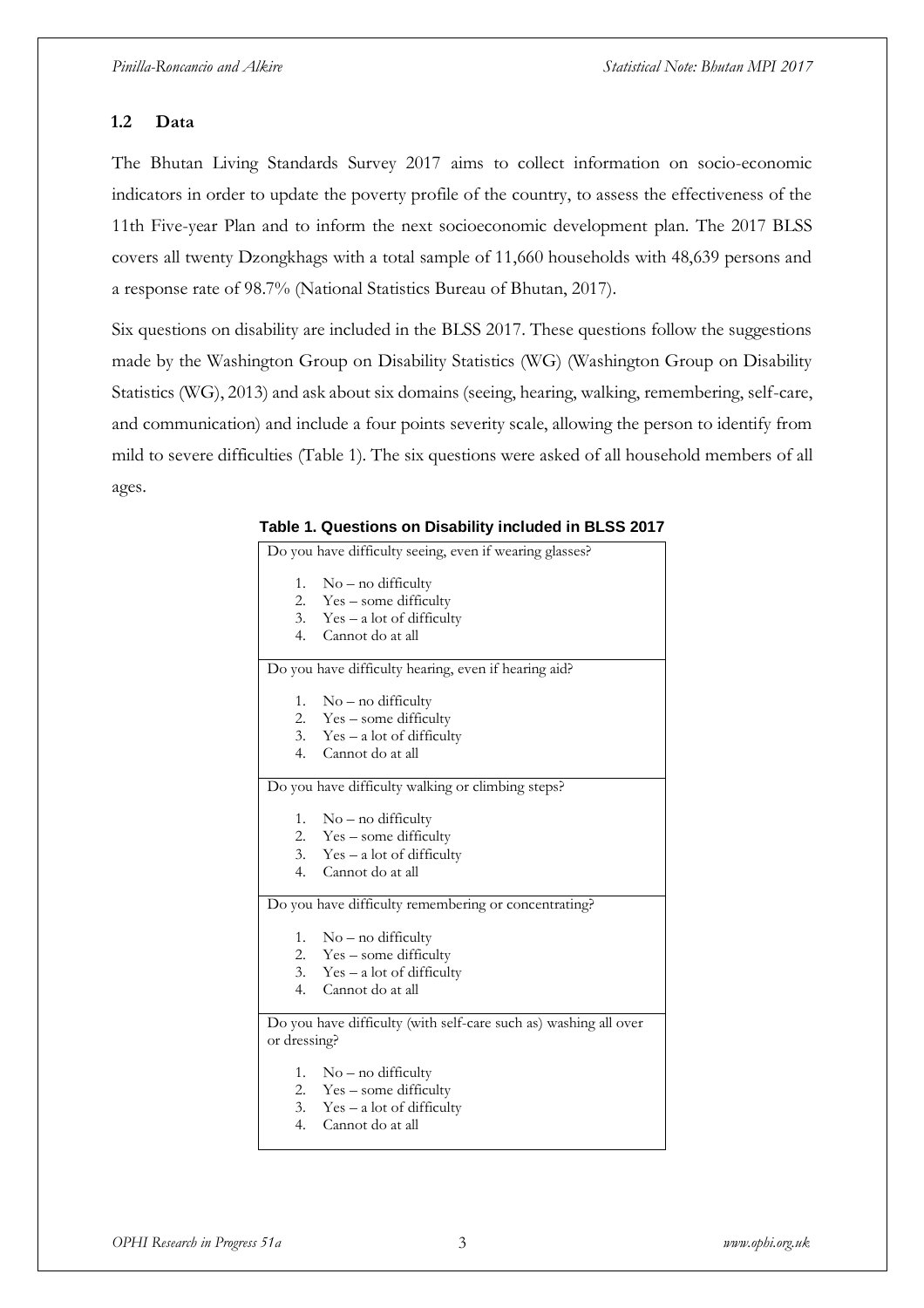## 1.2 Data

The Bhutan Living Standards Survey 2017 aims to collect information on socio-economic indicators in order to update the poverty profile of the country, to assess the effectiveness of the 11th Five-year Plan and to inform the next socioeconomic development plan. The 2017 BLSS covers all twenty Dzongkhags with a total sample of 11,660 households with 48,639 persons and a response rate of 98.7% (National Statistics Bureau of Bhutan, 2017).

Six questions on disability are included in the BLSS 2017. These questions follow the suggestions made by the Washington Group on Disability Statistics (WG) (Washington Group on Disability Statistics (WG), 2013) and ask about six domains (seeing, hearing, walking, remembering, self-care, and communication) and include a four points severity scale, allowing the person to identify from mild to severe difficulties (Table 1). The six questions were asked of all household members of all ages.

**Table 1. Questions on Disability included in BLSS 2017**

| |
|---|
| Do you have difficulty seeing, even if wearing glasses?<br>1. No – no difficulty<br>2. Yes – some difficulty<br>3. Yes – a lot of difficulty<br>4. Cannot do at all |
| Do you have difficulty hearing, even if hearing aid?<br>1. No – no difficulty<br>2. Yes – some difficulty<br>3. Yes – a lot of difficulty<br>4. Cannot do at all |
| Do you have difficulty walking or climbing steps?<br>1. No – no difficulty<br>2. Yes – some difficulty<br>3. Yes – a lot of difficulty<br>4. Cannot do at all |
| Do you have difficulty remembering or concentrating?<br>1. No – no difficulty<br>2. Yes – some difficulty<br>3. Yes – a lot of difficulty<br>4. Cannot do at all |
| Do you have difficulty (with self-care such as) washing all over or dressing?<br>1. No – no difficulty<br>2. Yes – some difficulty<br>3. Yes – a lot of difficulty<br>4. Cannot do at all |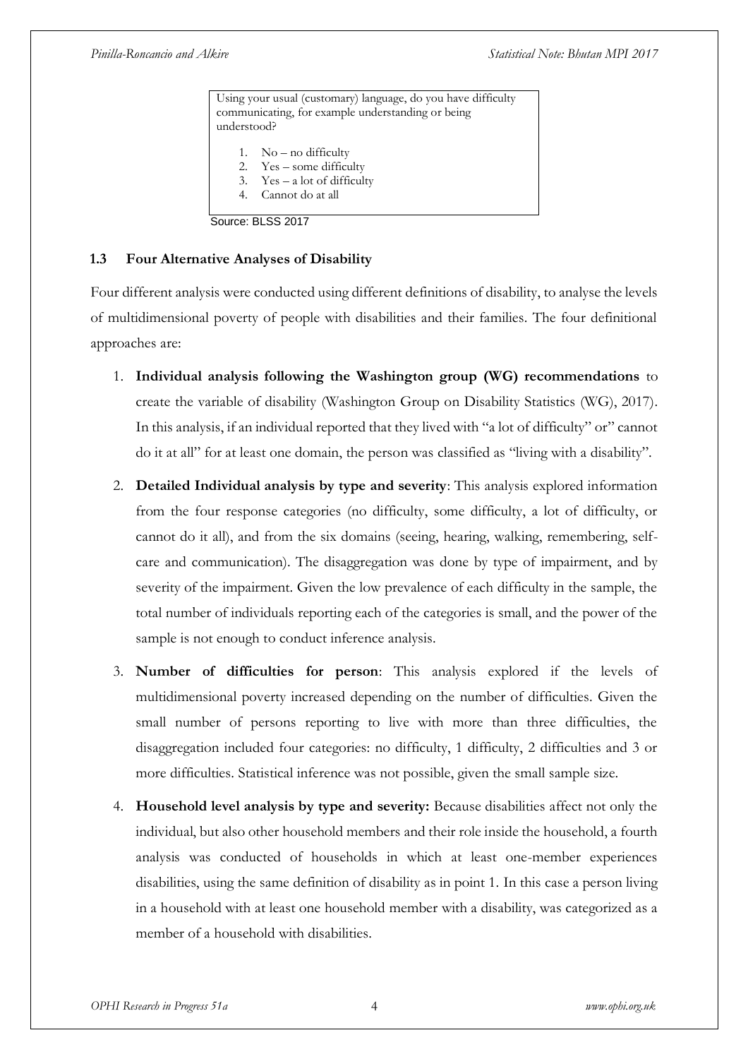> Using your usual (customary) language, do you have difficulty communicating, for example understanding or being understood?
>
> 1. No – no difficulty
> 2. Yes – some difficulty
> 3. Yes – a lot of difficulty
> 4. Cannot do at all

Source: BLSS 2017

### 1.3 Four Alternative Analyses of Disability

Four different analysis were conducted using different definitions of disability, to analyse the levels of multidimensional poverty of people with disabilities and their families. The four definitional approaches are:

1. **Individual analysis following the Washington group (WG) recommendations** to create the variable of disability (Washington Group on Disability Statistics (WG), 2017). In this analysis, if an individual reported that they lived with "a lot of difficulty" or" cannot do it at all" for at least one domain, the person was classified as "living with a disability".
2. **Detailed Individual analysis by type and severity**: This analysis explored information from the four response categories (no difficulty, some difficulty, a lot of difficulty, or cannot do it all), and from the six domains (seeing, hearing, walking, remembering, self-care and communication). The disaggregation was done by type of impairment, and by severity of the impairment. Given the low prevalence of each difficulty in the sample, the total number of individuals reporting each of the categories is small, and the power of the sample is not enough to conduct inference analysis.
3. **Number of difficulties for person**: This analysis explored if the levels of multidimensional poverty increased depending on the number of difficulties. Given the small number of persons reporting to live with more than three difficulties, the disaggregation included four categories: no difficulty, 1 difficulty, 2 difficulties and 3 or more difficulties. Statistical inference was not possible, given the small sample size.
4. **Household level analysis by type and severity:** Because disabilities affect not only the individual, but also other household members and their role inside the household, a fourth analysis was conducted of households in which at least one-member experiences disabilities, using the same definition of disability as in point 1. In this case a person living in a household with at least one household member with a disability, was categorized as a member of a household with disabilities.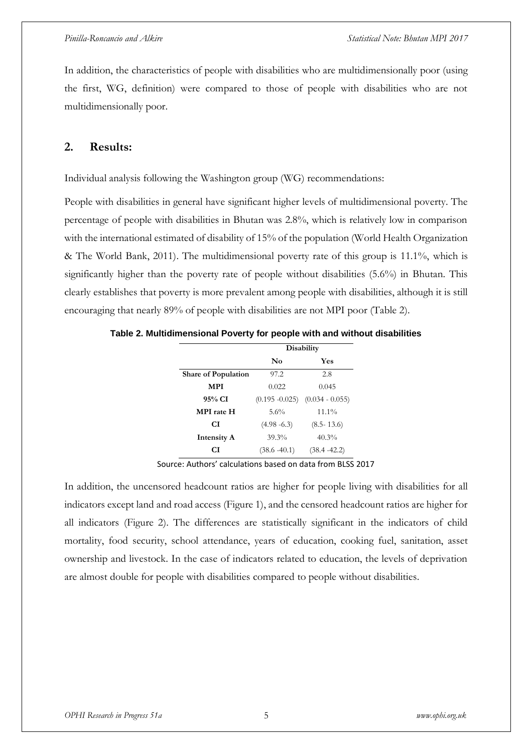In addition, the characteristics of people with disabilities who are multidimensionally poor (using the first, WG, definition) were compared to those of people with disabilities who are not multidimensionally poor.

## 2. Results:

Individual analysis following the Washington group (WG) recommendations:

People with disabilities in general have significant higher levels of multidimensional poverty. The percentage of people with disabilities in Bhutan was 2.8%, which is relatively low in comparison with the international estimated of disability of 15% of the population (World Health Organization & The World Bank, 2011). The multidimensional poverty rate of this group is 11.1%, which is significantly higher than the poverty rate of people without disabilities (5.6%) in Bhutan. This clearly establishes that poverty is more prevalent among people with disabilities, although it is still encouraging that nearly 89% of people with disabilities are not MPI poor (Table 2).

**Table 2. Multidimensional Poverty for people with and without disabilities**

| | Disability | |
|---|---|---|
| | **No** | **Yes** |
| **Share of Population** | 97.2 | 2.8 |
| **MPI** | 0.022 | 0.045 |
| **95% CI** | (0.195 -0.025) | (0.034 - 0.055) |
| **MPI rate H** | 5.6% | 11.1% |
| **CI** | (4.98 -6.3) | (8.5- 13.6) |
| **Intensity A** | 39.3% | 40.3% |
| **CI** | (38.6 -40.1) | (38.4 -42.2) |

Source: Authors' calculations based on data from BLSS 2017

In addition, the uncensored headcount ratios are higher for people living with disabilities for all indicators except land and road access (Figure 1), and the censored headcount ratios are higher for all indicators (Figure 2). The differences are statistically significant in the indicators of child mortality, food security, school attendance, years of education, cooking fuel, sanitation, asset ownership and livestock. In the case of indicators related to education, the levels of deprivation are almost double for people with disabilities compared to people without disabilities.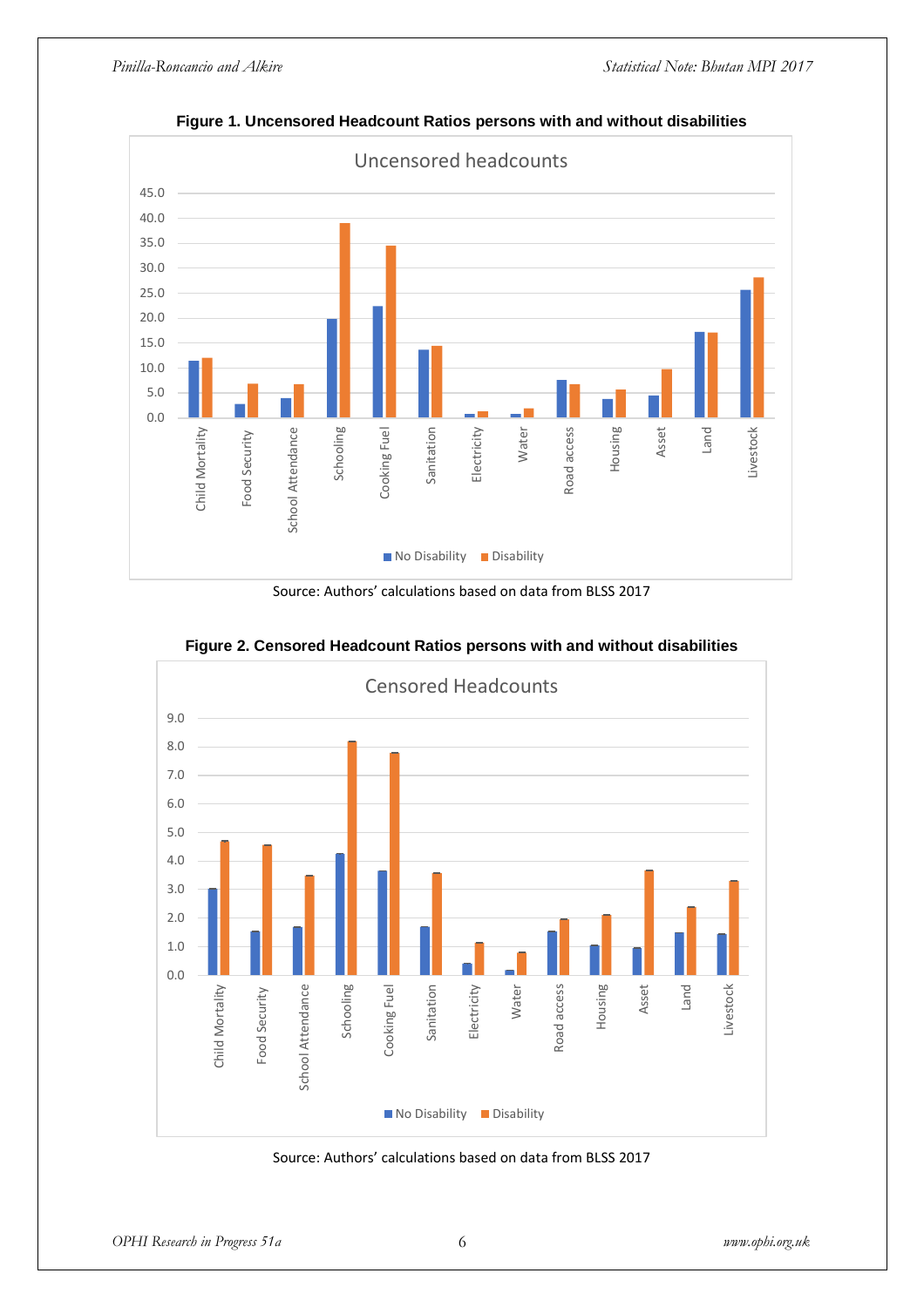**Figure 1. Uncensored Headcount Ratios persons with and without disabilities**

Source: Authors' calculations based on data from BLSS 2017

**Figure 2. Censored Headcount Ratios persons with and without disabilities**

Source: Authors' calculations based on data from BLSS 2017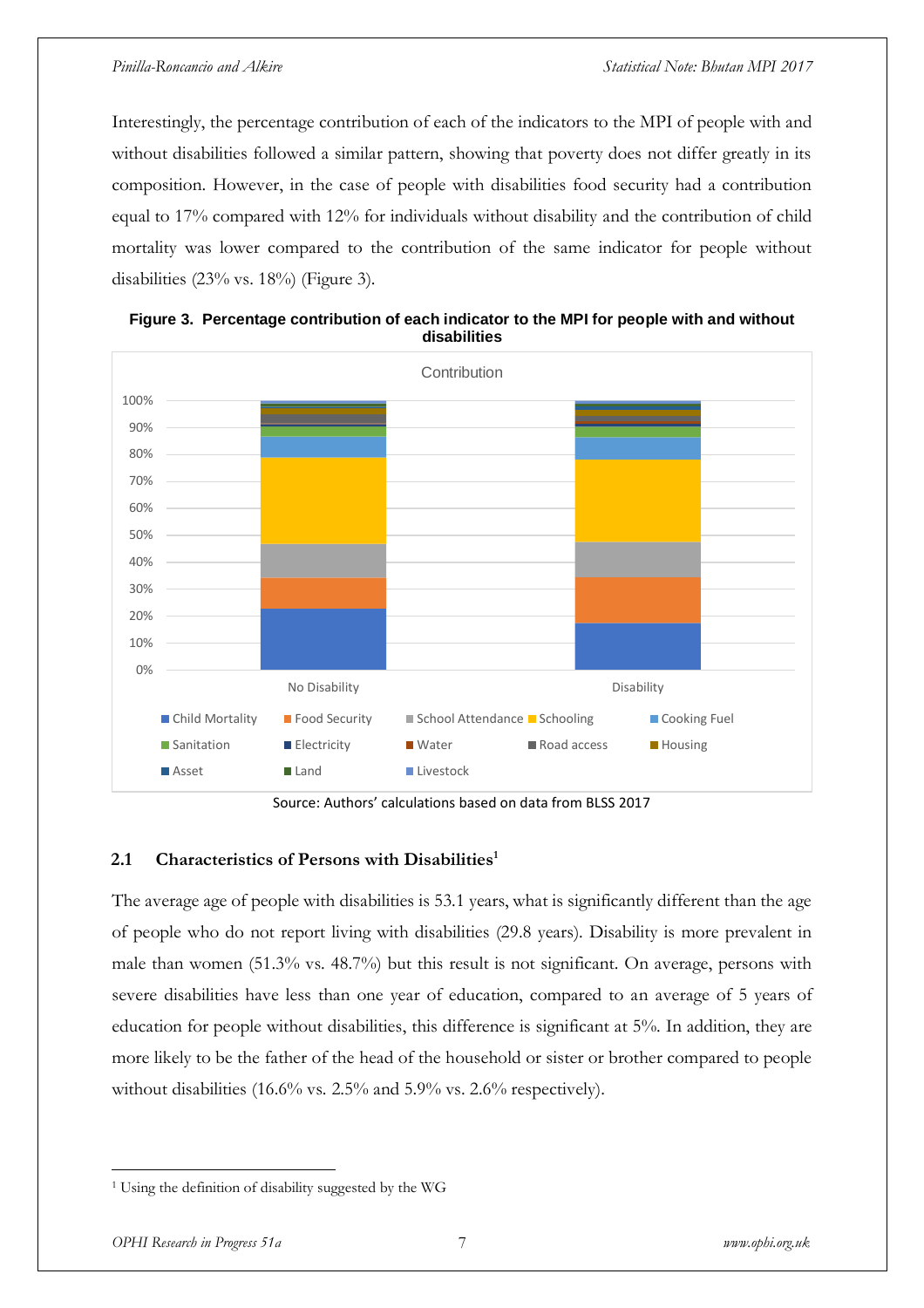Interestingly, the percentage contribution of each of the indicators to the MPI of people with and without disabilities followed a similar pattern, showing that poverty does not differ greatly in its composition. However, in the case of people with disabilities food security had a contribution equal to 17% compared with 12% for individuals without disability and the contribution of child mortality was lower compared to the contribution of the same indicator for people without disabilities (23% vs. 18%) (Figure 3).

**Figure 3. Percentage contribution of each indicator to the MPI for people with and without disabilities**

Source: Authors' calculations based on data from BLSS 2017

## 2.1 Characteristics of Persons with Disabilities[1]

The average age of people with disabilities is 53.1 years, what is significantly different than the age of people who do not report living with disabilities (29.8 years). Disability is more prevalent in male than women (51.3% vs. 48.7%) but this result is not significant. On average, persons with severe disabilities have less than one year of education, compared to an average of 5 years of education for people without disabilities, this difference is significant at 5%. In addition, they are more likely to be the father of the head of the household or sister or brother compared to people without disabilities (16.6% vs. 2.5% and 5.9% vs. 2.6% respectively).

---

[1] Using the definition of disability suggested by the WG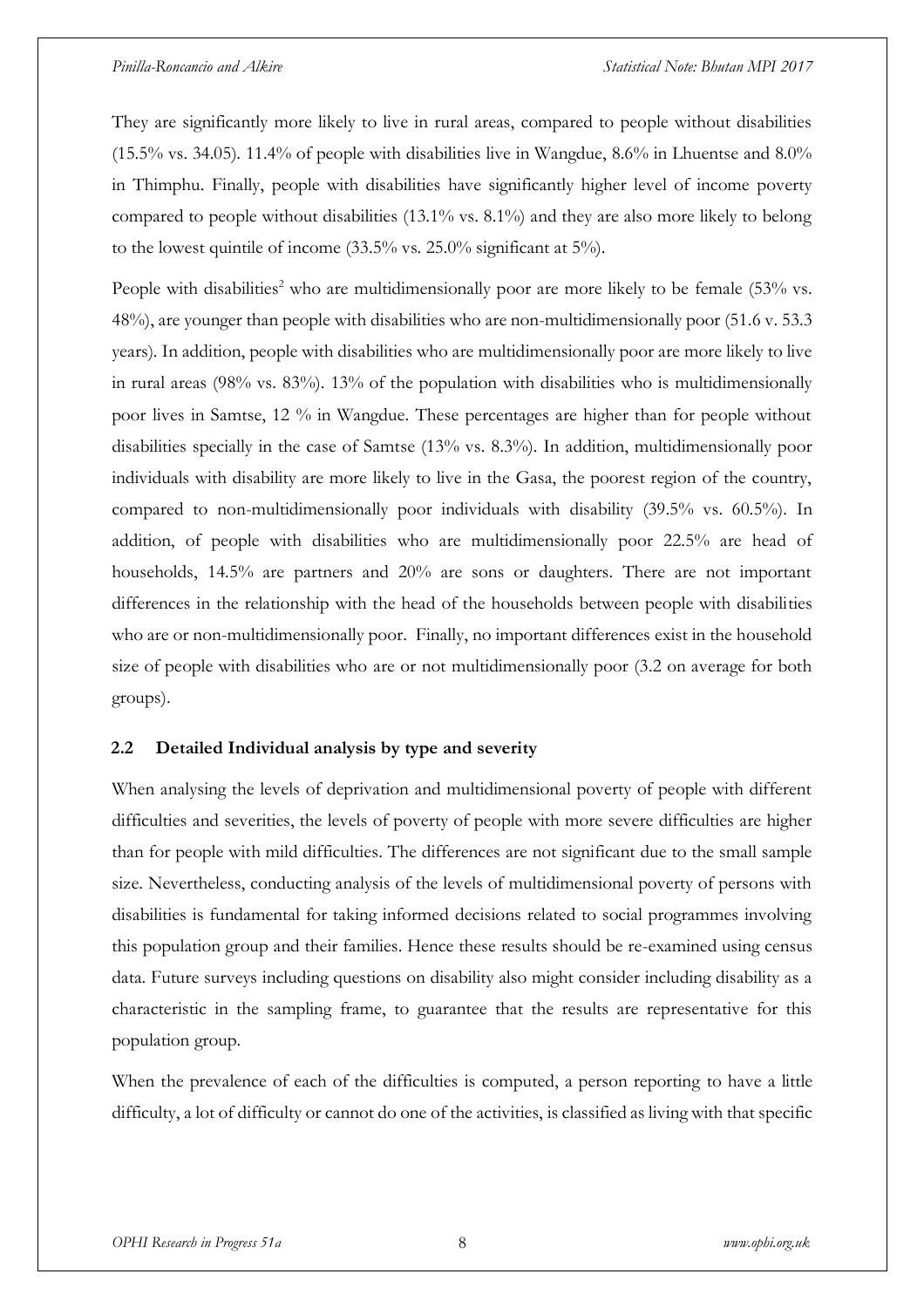They are significantly more likely to live in rural areas, compared to people without disabilities (15.5% vs. 34.05). 11.4% of people with disabilities live in Wangdue, 8.6% in Lhuentse and 8.0% in Thimphu. Finally, people with disabilities have significantly higher level of income poverty compared to people without disabilities (13.1% vs. 8.1%) and they are also more likely to belong to the lowest quintile of income (33.5% vs. 25.0% significant at 5%).

People with disabilities[2] who are multidimensionally poor are more likely to be female (53% vs. 48%), are younger than people with disabilities who are non-multidimensionally poor (51.6 v. 53.3 years). In addition, people with disabilities who are multidimensionally poor are more likely to live in rural areas (98% vs. 83%). 13% of the population with disabilities who is multidimensionally poor lives in Samtse, 12 % in Wangdue. These percentages are higher than for people without disabilities specially in the case of Samtse (13% vs. 8.3%). In addition, multidimensionally poor individuals with disability are more likely to live in the Gasa, the poorest region of the country, compared to non-multidimensionally poor individuals with disability (39.5% vs. 60.5%). In addition, of people with disabilities who are multidimensionally poor 22.5% are head of households, 14.5% are partners and 20% are sons or daughters. There are not important differences in the relationship with the head of the households between people with disabilities who are or non-multidimensionally poor. Finally, no important differences exist in the household size of people with disabilities who are or not multidimensionally poor (3.2 on average for both groups).

### 2.2 Detailed Individual analysis by type and severity

When analysing the levels of deprivation and multidimensional poverty of people with different difficulties and severities, the levels of poverty of people with more severe difficulties are higher than for people with mild difficulties. The differences are not significant due to the small sample size. Nevertheless, conducting analysis of the levels of multidimensional poverty of persons with disabilities is fundamental for taking informed decisions related to social programmes involving this population group and their families. Hence these results should be re-examined using census data. Future surveys including questions on disability also might consider including disability as a characteristic in the sampling frame, to guarantee that the results are representative for this population group.

When the prevalence of each of the difficulties is computed, a person reporting to have a little difficulty, a lot of difficulty or cannot do one of the activities, is classified as living with that specific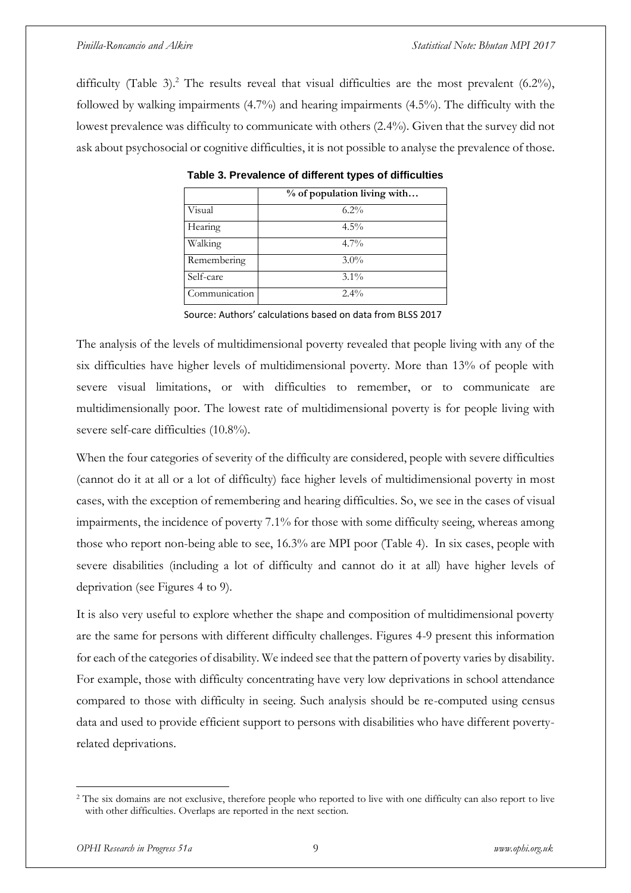difficulty (Table 3).[2] The results reveal that visual difficulties are the most prevalent (6.2%), followed by walking impairments (4.7%) and hearing impairments (4.5%). The difficulty with the lowest prevalence was difficulty to communicate with others (2.4%). Given that the survey did not ask about psychosocial or cognitive difficulties, it is not possible to analyse the prevalence of those.

**Table 3. Prevalence of different types of difficulties**

| | % of population living with… |
|---|---|
| Visual | 6.2% |
| Hearing | 4.5% |
| Walking | 4.7% |
| Remembering | 3.0% |
| Self-care | 3.1% |
| Communication | 2.4% |

Source: Authors' calculations based on data from BLSS 2017

The analysis of the levels of multidimensional poverty revealed that people living with any of the six difficulties have higher levels of multidimensional poverty. More than 13% of people with severe visual limitations, or with difficulties to remember, or to communicate are multidimensionally poor. The lowest rate of multidimensional poverty is for people living with severe self-care difficulties (10.8%).

When the four categories of severity of the difficulty are considered, people with severe difficulties (cannot do it at all or a lot of difficulty) face higher levels of multidimensional poverty in most cases, with the exception of remembering and hearing difficulties. So, we see in the cases of visual impairments, the incidence of poverty 7.1% for those with some difficulty seeing, whereas among those who report non-being able to see, 16.3% are MPI poor (Table 4). In six cases, people with severe disabilities (including a lot of difficulty and cannot do it at all) have higher levels of deprivation (see Figures 4 to 9).

It is also very useful to explore whether the shape and composition of multidimensional poverty are the same for persons with different difficulty challenges. Figures 4-9 present this information for each of the categories of disability. We indeed see that the pattern of poverty varies by disability. For example, those with difficulty concentrating have very low deprivations in school attendance compared to those with difficulty in seeing. Such analysis should be re-computed using census data and used to provide efficient support to persons with disabilities who have different poverty-related deprivations.

[2] The six domains are not exclusive, therefore people who reported to live with one difficulty can also report to live with other difficulties. Overlaps are reported in the next section.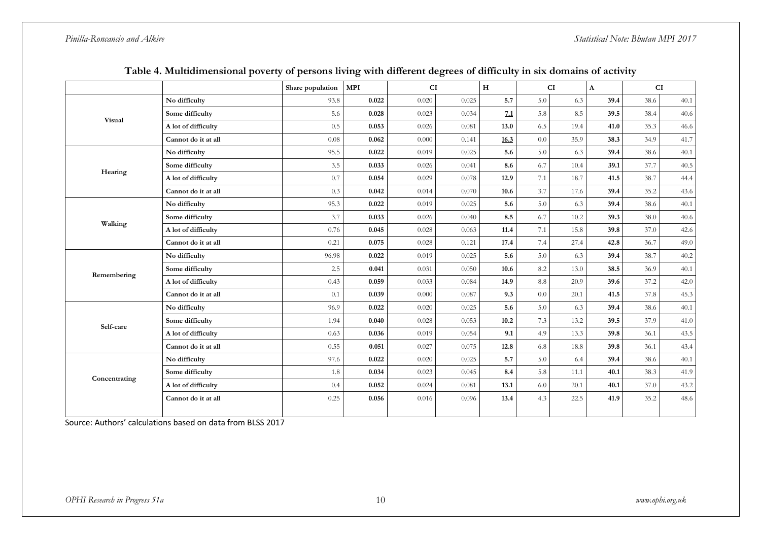**Table 4. Multidimensional poverty of persons living with different degrees of difficulty in six domains of activity**

| | | Share population | MPI | CI | | H | CI | | A | CI | |
|---|---|---|---|---|---|---|---|---|---|---|---|
| Visual | No difficulty | 93.8 | **0.022** | 0.020 | 0.025 | **5.7** | 5.0 | 6.3 | **39.4** | 38.6 | 40.1 |
| | Some difficulty | 5.6 | **0.028** | 0.023 | 0.034 | **7.1** | 5.8 | 8.5 | **39.5** | 38.4 | 40.6 |
| | A lot of difficulty | 0.5 | **0.053** | 0.026 | 0.081 | **13.0** | 6.5 | 19.4 | **41.0** | 35.3 | 46.6 |
| | Cannot do it at all | 0.08 | **0.062** | 0.000 | 0.141 | **16.3** | 0.0 | 35.9 | **38.3** | 34.9 | 41.7 |
| Hearing | No difficulty | 95.5 | **0.022** | 0.019 | 0.025 | **5.6** | 5.0 | 6.3 | **39.4** | 38.6 | 40.1 |
| | Some difficulty | 3.5 | **0.033** | 0.026 | 0.041 | **8.6** | 6.7 | 10.4 | **39.1** | 37.7 | 40.5 |
| | A lot of difficulty | 0.7 | **0.054** | 0.029 | 0.078 | **12.9** | 7.1 | 18.7 | **41.5** | 38.7 | 44.4 |
| | Cannot do it at all | 0.3 | **0.042** | 0.014 | 0.070 | **10.6** | 3.7 | 17.6 | **39.4** | 35.2 | 43.6 |
| Walking | No difficulty | 95.3 | **0.022** | 0.019 | 0.025 | **5.6** | 5.0 | 6.3 | **39.4** | 38.6 | 40.1 |
| | Some difficulty | 3.7 | **0.033** | 0.026 | 0.040 | **8.5** | 6.7 | 10.2 | **39.3** | 38.0 | 40.6 |
| | A lot of difficulty | 0.76 | **0.045** | 0.028 | 0.063 | **11.4** | 7.1 | 15.8 | **39.8** | 37.0 | 42.6 |
| | Cannot do it at all | 0.21 | **0.075** | 0.028 | 0.121 | **17.4** | 7.4 | 27.4 | **42.8** | 36.7 | 49.0 |
| Remembering | No difficulty | 96.98 | **0.022** | 0.019 | 0.025 | **5.6** | 5.0 | 6.3 | **39.4** | 38.7 | 40.2 |
| | Some difficulty | 2.5 | **0.041** | 0.031 | 0.050 | **10.6** | 8.2 | 13.0 | **38.5** | 36.9 | 40.1 |
| | A lot of difficulty | 0.43 | **0.059** | 0.033 | 0.084 | **14.9** | 8.8 | 20.9 | **39.6** | 37.2 | 42.0 |
| | Cannot do it at all | 0.1 | **0.039** | 0.000 | 0.087 | **9.3** | 0.0 | 20.1 | **41.5** | 37.8 | 45.3 |
| Self-care | No difficulty | 96.9 | **0.022** | 0.020 | 0.025 | **5.6** | 5.0 | 6.3 | **39.4** | 38.6 | 40.1 |
| | Some difficulty | 1.94 | **0.040** | 0.028 | 0.053 | **10.2** | 7.3 | 13.2 | **39.5** | 37.9 | 41.0 |
| | A lot of difficulty | 0.63 | **0.036** | 0.019 | 0.054 | **9.1** | 4.9 | 13.3 | **39.8** | 36.1 | 43.5 |
| | Cannot do it at all | 0.55 | **0.051** | 0.027 | 0.075 | **12.8** | 6.8 | 18.8 | **39.8** | 36.1 | 43.4 |
| Concentrating | No difficulty | 97.6 | **0.022** | 0.020 | 0.025 | **5.7** | 5.0 | 6.4 | **39.4** | 38.6 | 40.1 |
| | Some difficulty | 1.8 | **0.034** | 0.023 | 0.045 | **8.4** | 5.8 | 11.1 | **40.1** | 38.3 | 41.9 |
| | A lot of difficulty | 0.4 | **0.052** | 0.024 | 0.081 | **13.1** | 6.0 | 20.1 | **40.1** | 37.0 | 43.2 |
| | Cannot do it at all | 0.25 | **0.056** | 0.016 | 0.096 | **13.4** | 4.3 | 22.5 | **41.9** | 35.2 | 48.6 |

Source: Authors' calculations based on data from BLSS 2017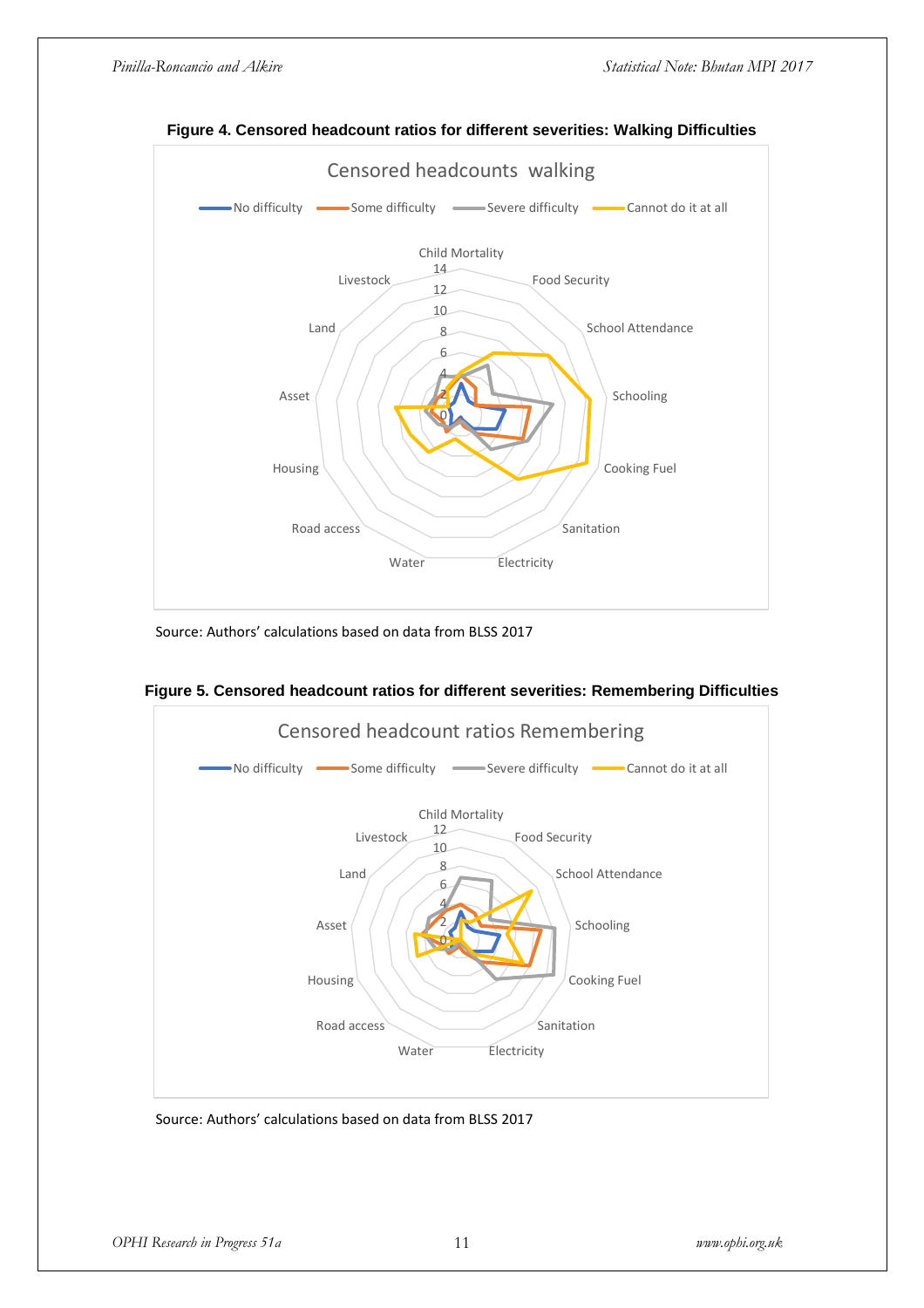**Figure 4. Censored headcount ratios for different severities: Walking Difficulties**

Source: Authors' calculations based on data from BLSS 2017

**Figure 5. Censored headcount ratios for different severities: Remembering Difficulties**

Source: Authors' calculations based on data from BLSS 2017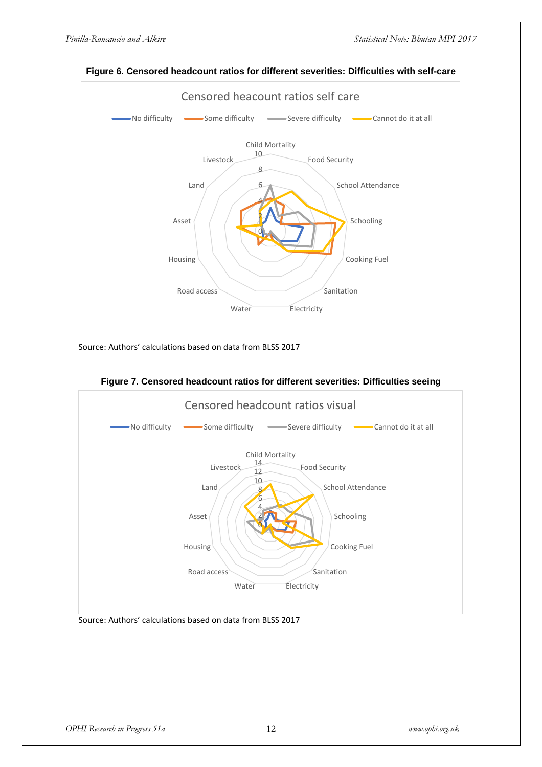**Figure 6. Censored headcount ratios for different severities: Difficulties with self-care**

Censored heacount ratios self care

No difficulty | Some difficulty | Severe difficulty | Cannot do it at all

Child Mortality, Food Security, School Attendance, Schooling, Cooking Fuel, Sanitation, Electricity, Water, Road access, Housing, Asset, Land, Livestock

Source: Authors' calculations based on data from BLSS 2017

**Figure 7. Censored headcount ratios for different severities: Difficulties seeing**

Censored headcount ratios visual

No difficulty | Some difficulty | Severe difficulty | Cannot do it at all

Child Mortality, Food Security, School Attendance, Schooling, Cooking Fuel, Sanitation, Electricity, Water, Road access, Housing, Asset, Land, Livestock

Source: Authors' calculations based on data from BLSS 2017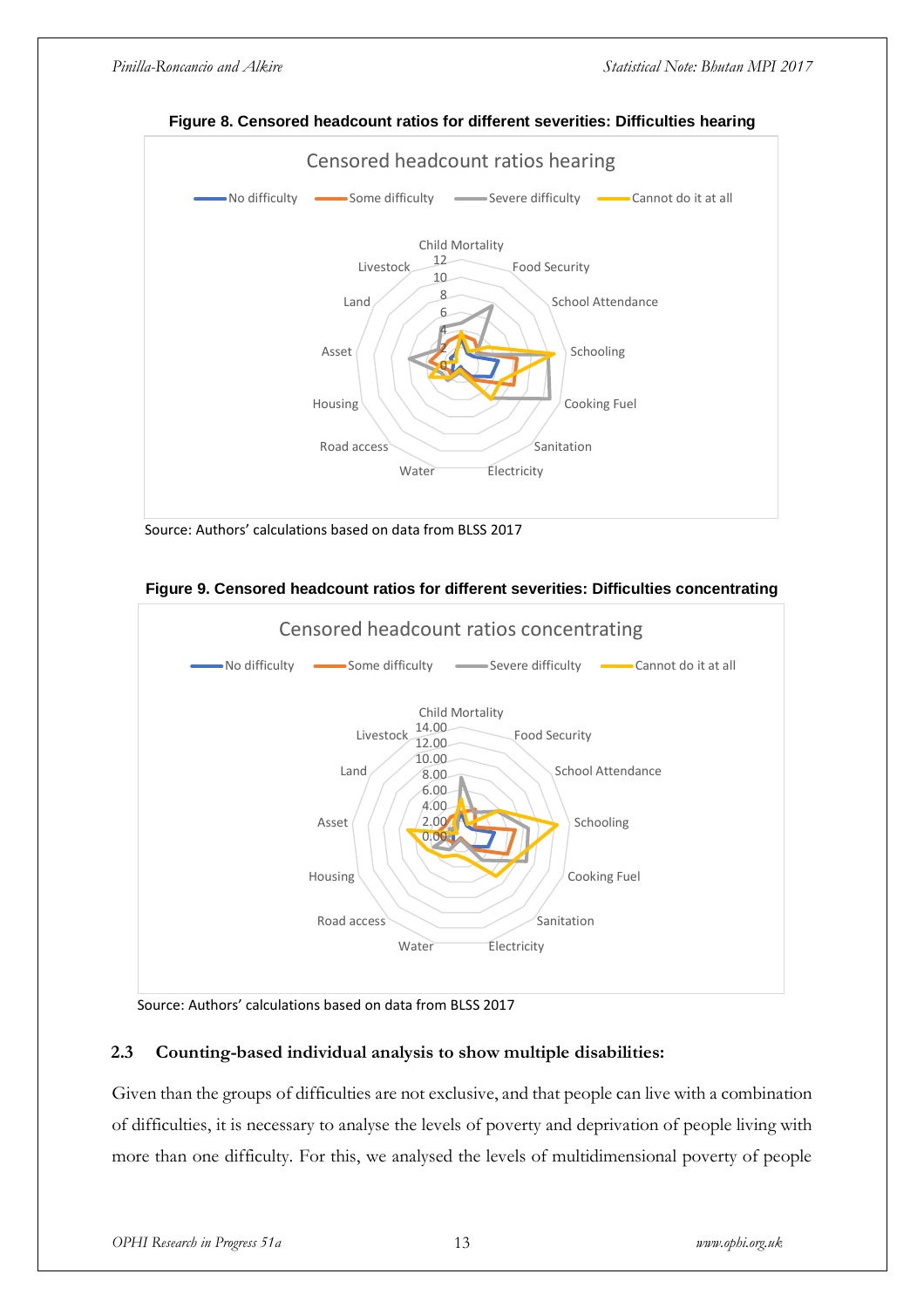**Figure 8. Censored headcount ratios for different severities: Difficulties hearing**

Source: Authors' calculations based on data from BLSS 2017

**Figure 9. Censored headcount ratios for different severities: Difficulties concentrating**

Source: Authors' calculations based on data from BLSS 2017

### 2.3 Counting-based individual analysis to show multiple disabilities:

Given than the groups of difficulties are not exclusive, and that people can live with a combination of difficulties, it is necessary to analyse the levels of poverty and deprivation of people living with more than one difficulty. For this, we analysed the levels of multidimensional poverty of people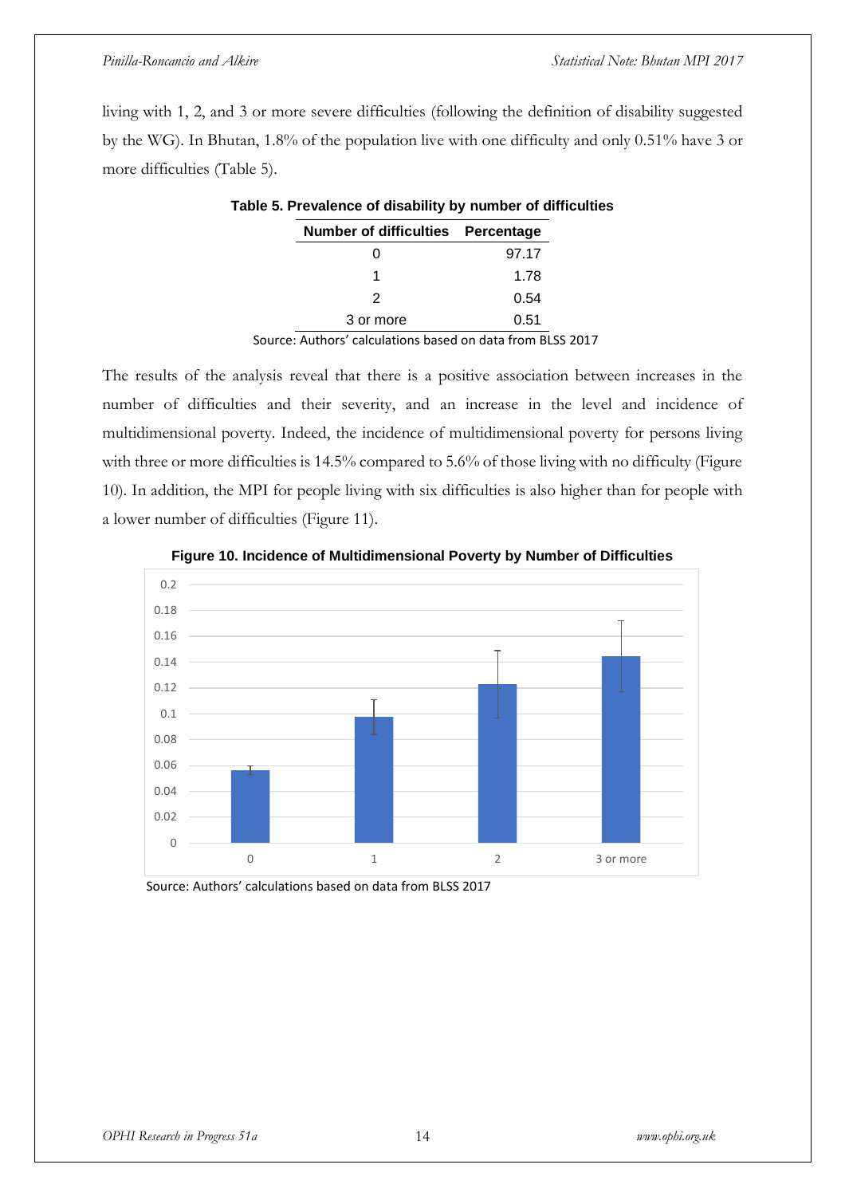living with 1, 2, and 3 or more severe difficulties (following the definition of disability suggested by the WG). In Bhutan, 1.8% of the population live with one difficulty and only 0.51% have 3 or more difficulties (Table 5).

**Table 5. Prevalence of disability by number of difficulties**

| Number of difficulties | Percentage |
|---|---|
| 0 | 97.17 |
| 1 | 1.78 |
| 2 | 0.54 |
| 3 or more | 0.51 |

Source: Authors' calculations based on data from BLSS 2017

The results of the analysis reveal that there is a positive association between increases in the number of difficulties and their severity, and an increase in the level and incidence of multidimensional poverty. Indeed, the incidence of multidimensional poverty for persons living with three or more difficulties is 14.5% compared to 5.6% of those living with no difficulty (Figure 10). In addition, the MPI for people living with six difficulties is also higher than for people with a lower number of difficulties (Figure 11).

**Figure 10. Incidence of Multidimensional Poverty by Number of Difficulties**

Source: Authors' calculations based on data from BLSS 2017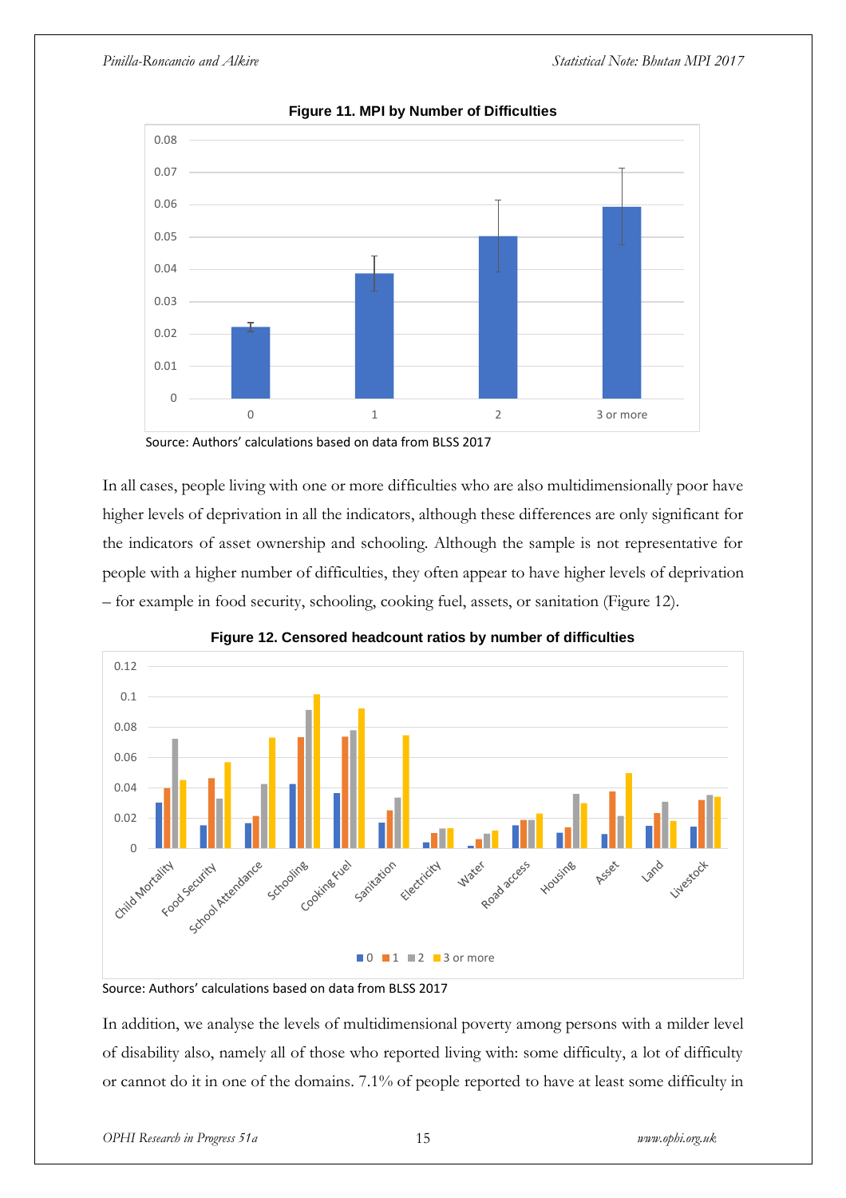**Figure 11. MPI by Number of Difficulties**

Source: Authors' calculations based on data from BLSS 2017

In all cases, people living with one or more difficulties who are also multidimensionally poor have higher levels of deprivation in all the indicators, although these differences are only significant for the indicators of asset ownership and schooling. Although the sample is not representative for people with a higher number of difficulties, they often appear to have higher levels of deprivation – for example in food security, schooling, cooking fuel, assets, or sanitation (Figure 12).

**Figure 12. Censored headcount ratios by number of difficulties**

Source: Authors' calculations based on data from BLSS 2017

In addition, we analyse the levels of multidimensional poverty among persons with a milder level of disability also, namely all of those who reported living with: some difficulty, a lot of difficulty or cannot do it in one of the domains. 7.1% of people reported to have at least some difficulty in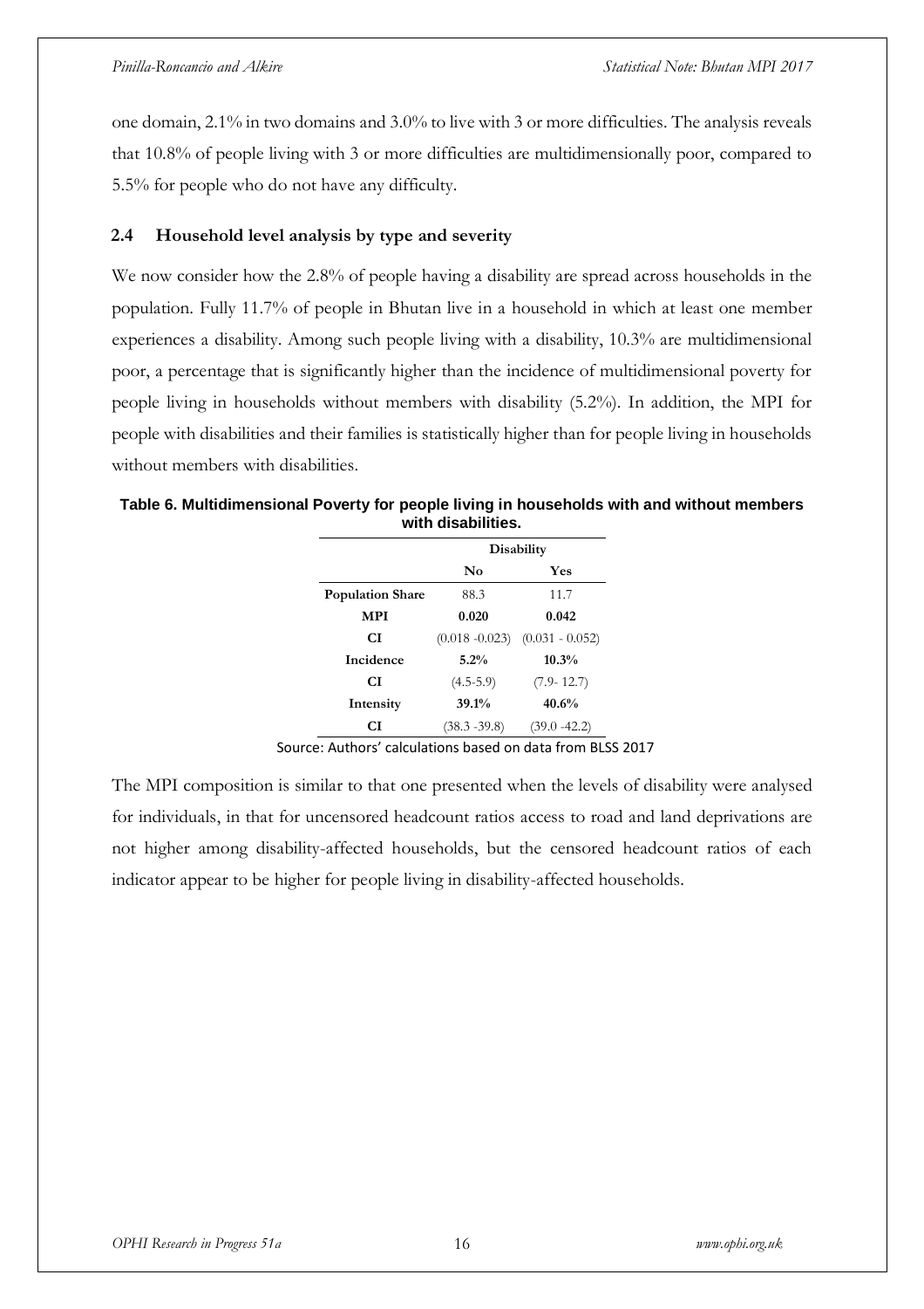one domain, 2.1% in two domains and 3.0% to live with 3 or more difficulties. The analysis reveals that 10.8% of people living with 3 or more difficulties are multidimensionally poor, compared to 5.5% for people who do not have any difficulty.

### 2.4 Household level analysis by type and severity

We now consider how the 2.8% of people having a disability are spread across households in the population. Fully 11.7% of people in Bhutan live in a household in which at least one member experiences a disability. Among such people living with a disability, 10.3% are multidimensional poor, a percentage that is significantly higher than the incidence of multidimensional poverty for people living in households without members with disability (5.2%). In addition, the MPI for people with disabilities and their families is statistically higher than for people living in households without members with disabilities.

**Table 6. Multidimensional Poverty for people living in households with and without members with disabilities.**

| | Disability | |
|---|---|---|
| | **No** | **Yes** |
| **Population Share** | 88.3 | 11.7 |
| **MPI** | **0.020** | **0.042** |
| **CI** | (0.018 -0.023) | (0.031 - 0.052) |
| **Incidence** | **5.2%** | **10.3%** |
| **CI** | (4.5-5.9) | (7.9- 12.7) |
| **Intensity** | **39.1%** | **40.6%** |
| **CI** | (38.3 -39.8) | (39.0 -42.2) |

Source: Authors' calculations based on data from BLSS 2017

The MPI composition is similar to that one presented when the levels of disability were analysed for individuals, in that for uncensored headcount ratios access to road and land deprivations are not higher among disability-affected households, but the censored headcount ratios of each indicator appear to be higher for people living in disability-affected households.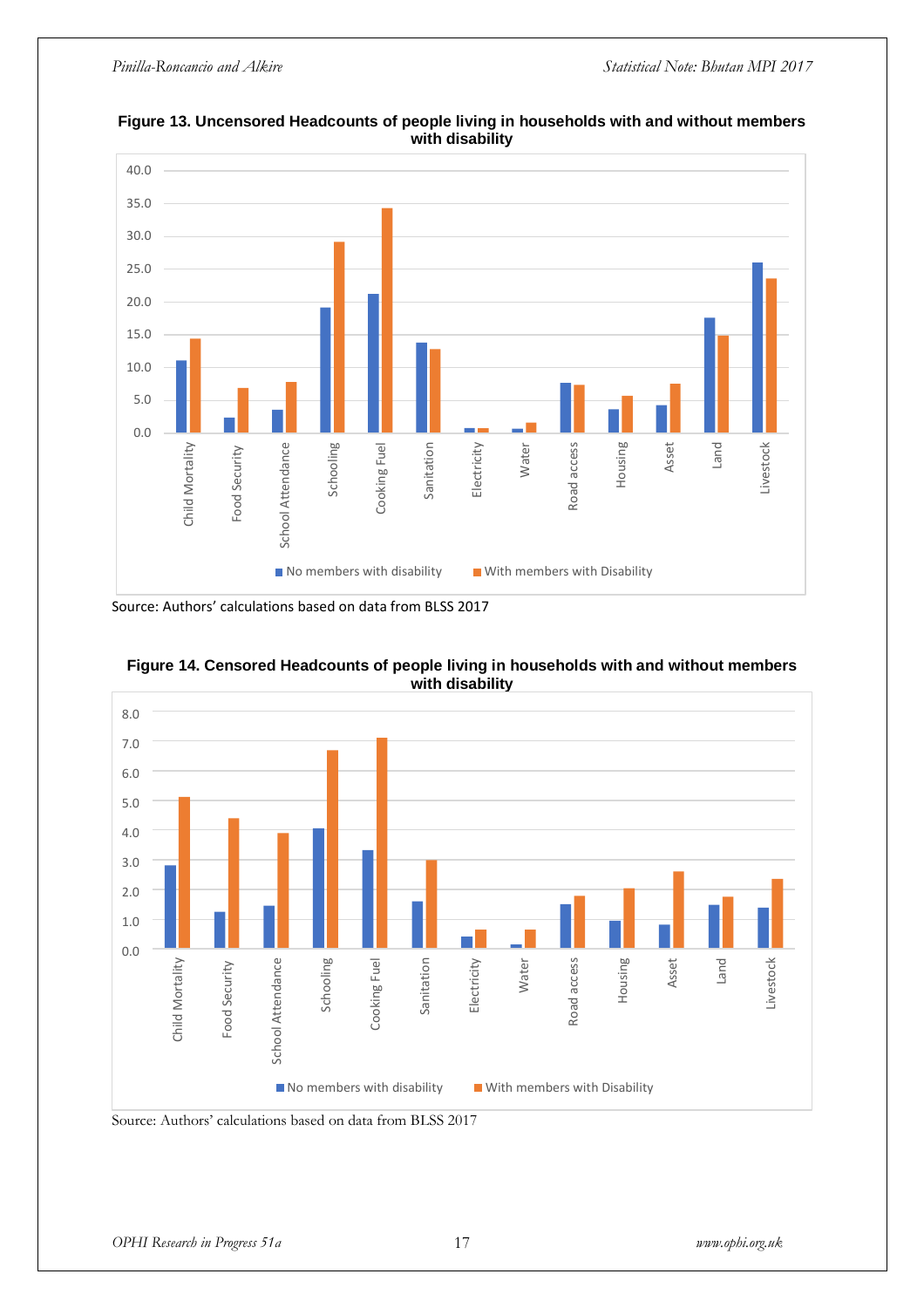**Figure 13. Uncensored Headcounts of people living in households with and without members with disability**

Source: Authors' calculations based on data from BLSS 2017

**Figure 14. Censored Headcounts of people living in households with and without members with disability**

Source: Authors' calculations based on data from BLSS 2017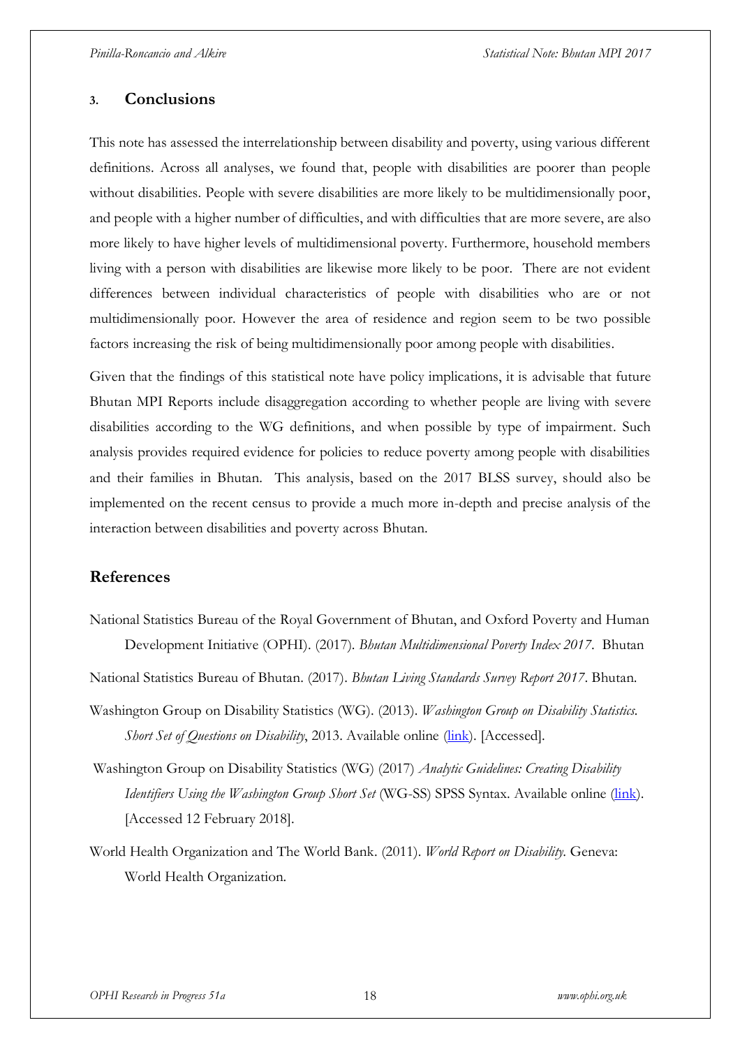## 3. Conclusions

This note has assessed the interrelationship between disability and poverty, using various different definitions. Across all analyses, we found that, people with disabilities are poorer than people without disabilities. People with severe disabilities are more likely to be multidimensionally poor, and people with a higher number of difficulties, and with difficulties that are more severe, are also more likely to have higher levels of multidimensional poverty. Furthermore, household members living with a person with disabilities are likewise more likely to be poor. There are not evident differences between individual characteristics of people with disabilities who are or not multidimensionally poor. However the area of residence and region seem to be two possible factors increasing the risk of being multidimensionally poor among people with disabilities.

Given that the findings of this statistical note have policy implications, it is advisable that future Bhutan MPI Reports include disaggregation according to whether people are living with severe disabilities according to the WG definitions, and when possible by type of impairment. Such analysis provides required evidence for policies to reduce poverty among people with disabilities and their families in Bhutan. This analysis, based on the 2017 BLSS survey, should also be implemented on the recent census to provide a much more in-depth and precise analysis of the interaction between disabilities and poverty across Bhutan.

## References

National Statistics Bureau of the Royal Government of Bhutan, and Oxford Poverty and Human Development Initiative (OPHI). (2017). *Bhutan Multidimensional Poverty Index 2017*. Bhutan

National Statistics Bureau of Bhutan. (2017). *Bhutan Living Standards Survey Report 2017*. Bhutan.

Washington Group on Disability Statistics (WG). (2013). *Washington Group on Disability Statistics. Short Set of Questions on Disability*, 2013. Available online (link). [Accessed].

Washington Group on Disability Statistics (WG) (2017) *Analytic Guidelines: Creating Disability Identifiers Using the Washington Group Short Set* (WG-SS) SPSS Syntax. Available online (link). [Accessed 12 February 2018].

World Health Organization and The World Bank. (2011). *World Report on Disability.* Geneva: World Health Organization.